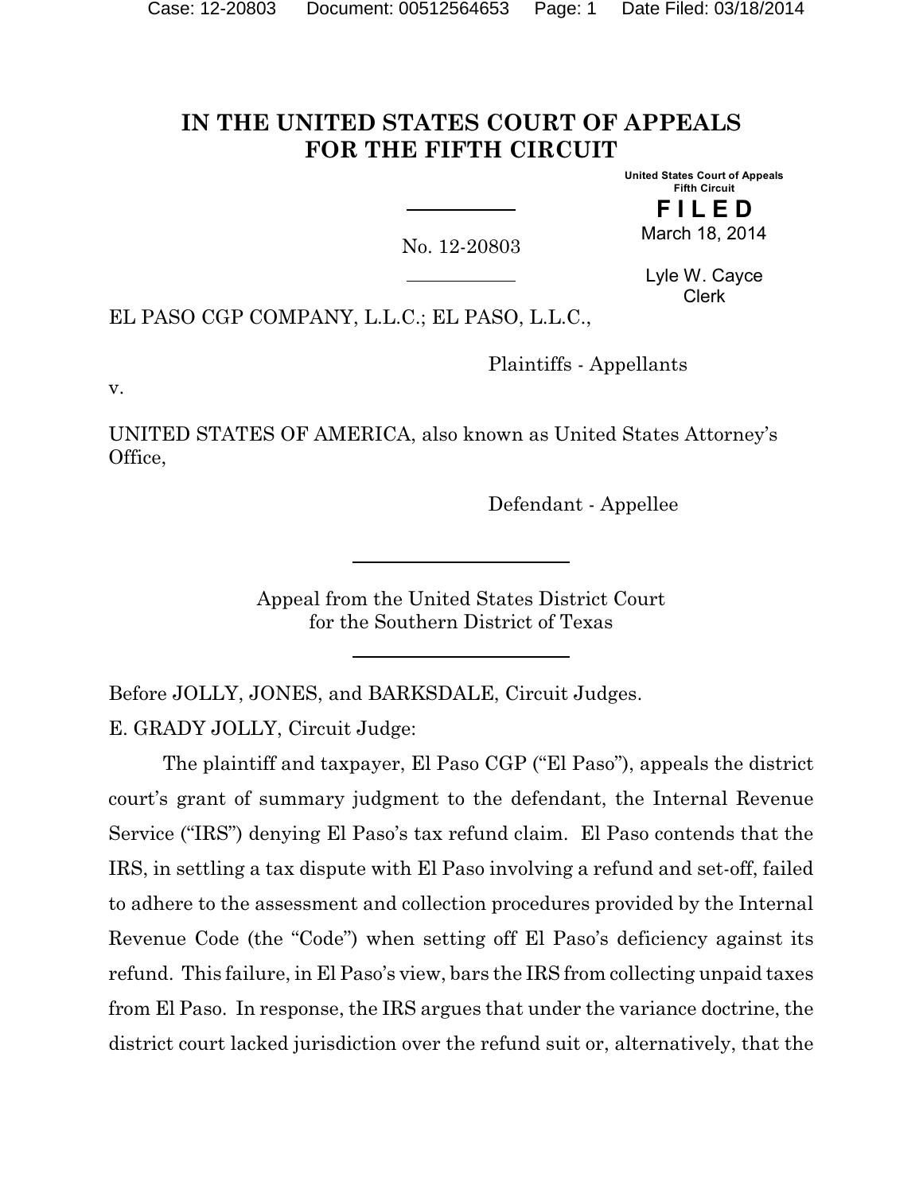# IN THE UNITED STATES COURT OF APPEALS FOR THE FIFTH CIRCUIT

United States Court of Appeals
Fifth Circuit

**FILED**

March 18, 2014

No. 12-20803

Lyle W. Cayce
Clerk

EL PASO CGP COMPANY, L.L.C.; EL PASO, L.L.C.,

Plaintiffs - Appellants

v.

UNITED STATES OF AMERICA, also known as United States Attorney's Office,

Defendant - Appellee

Appeal from the United States District Court
for the Southern District of Texas

Before JOLLY, JONES, and BARKSDALE, Circuit Judges.

E. GRADY JOLLY, Circuit Judge:

The plaintiff and taxpayer, El Paso CGP ("El Paso"), appeals the district court's grant of summary judgment to the defendant, the Internal Revenue Service ("IRS") denying El Paso's tax refund claim. El Paso contends that the IRS, in settling a tax dispute with El Paso involving a refund and set-off, failed to adhere to the assessment and collection procedures provided by the Internal Revenue Code (the "Code") when setting off El Paso's deficiency against its refund. This failure, in El Paso's view, bars the IRS from collecting unpaid taxes from El Paso. In response, the IRS argues that under the variance doctrine, the district court lacked jurisdiction over the refund suit or, alternatively, that the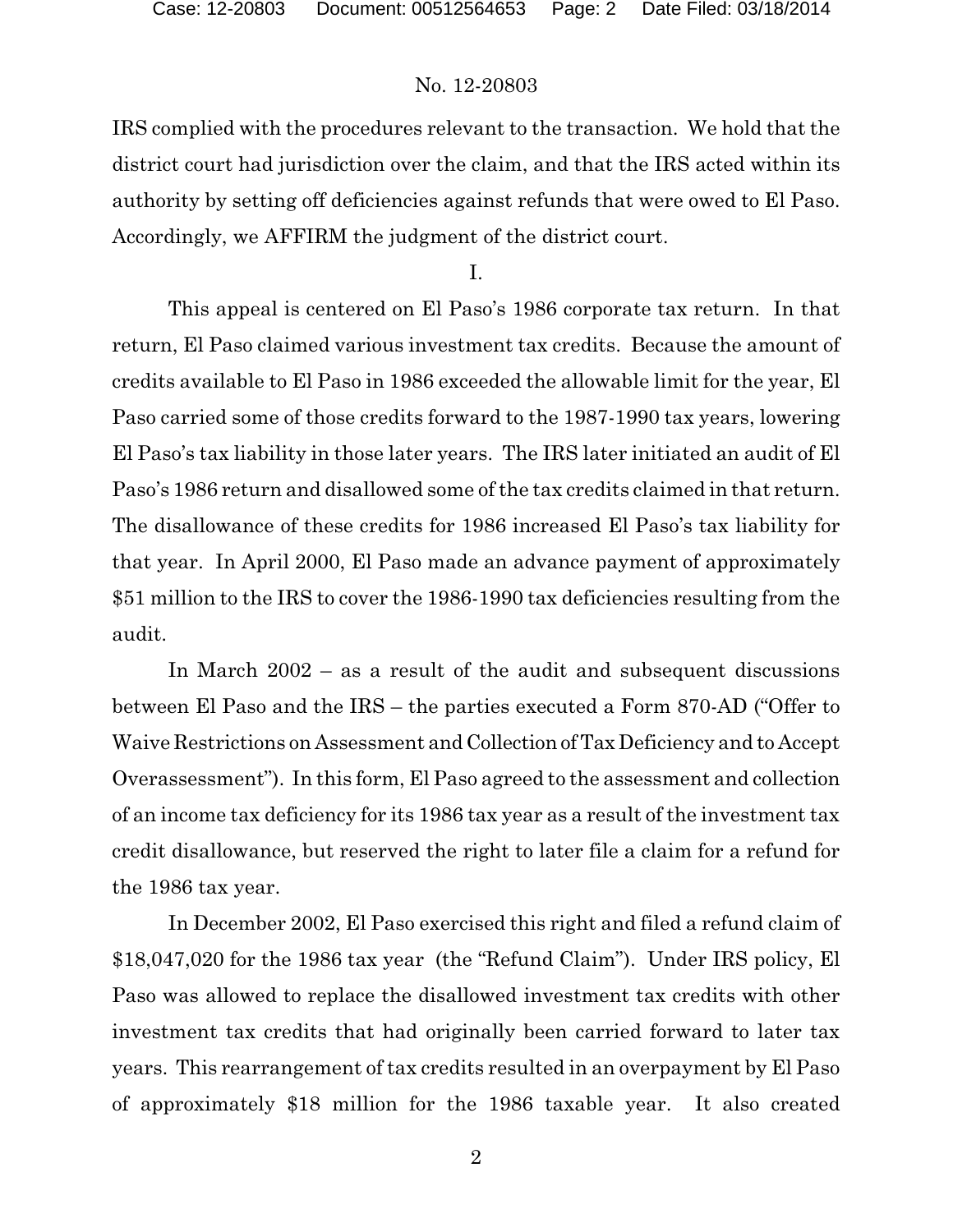IRS complied with the procedures relevant to the transaction. We hold that the district court had jurisdiction over the claim, and that the IRS acted within its authority by setting off deficiencies against refunds that were owed to El Paso. Accordingly, we AFFIRM the judgment of the district court.

I.

This appeal is centered on El Paso's 1986 corporate tax return. In that return, El Paso claimed various investment tax credits. Because the amount of credits available to El Paso in 1986 exceeded the allowable limit for the year, El Paso carried some of those credits forward to the 1987-1990 tax years, lowering El Paso's tax liability in those later years. The IRS later initiated an audit of El Paso's 1986 return and disallowed some of the tax credits claimed in that return. The disallowance of these credits for 1986 increased El Paso's tax liability for that year. In April 2000, El Paso made an advance payment of approximately $51 million to the IRS to cover the 1986-1990 tax deficiencies resulting from the audit.

In March 2002 – as a result of the audit and subsequent discussions between El Paso and the IRS – the parties executed a Form 870-AD ("Offer to Waive Restrictions on Assessment and Collection of Tax Deficiency and to Accept Overassessment"). In this form, El Paso agreed to the assessment and collection of an income tax deficiency for its 1986 tax year as a result of the investment tax credit disallowance, but reserved the right to later file a claim for a refund for the 1986 tax year.

In December 2002, El Paso exercised this right and filed a refund claim of $18,047,020 for the 1986 tax year (the "Refund Claim"). Under IRS policy, El Paso was allowed to replace the disallowed investment tax credits with other investment tax credits that had originally been carried forward to later tax years. This rearrangement of tax credits resulted in an overpayment by El Paso of approximately $18 million for the 1986 taxable year. It also created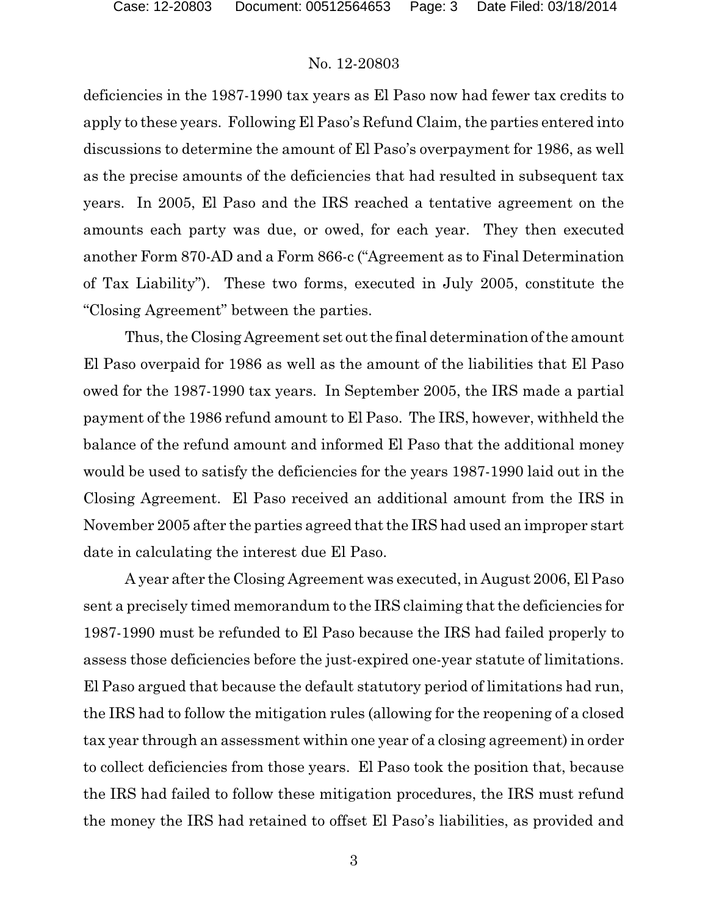deficiencies in the 1987-1990 tax years as El Paso now had fewer tax credits to apply to these years. Following El Paso's Refund Claim, the parties entered into discussions to determine the amount of El Paso's overpayment for 1986, as well as the precise amounts of the deficiencies that had resulted in subsequent tax years. In 2005, El Paso and the IRS reached a tentative agreement on the amounts each party was due, or owed, for each year. They then executed another Form 870-AD and a Form 866-c ("Agreement as to Final Determination of Tax Liability"). These two forms, executed in July 2005, constitute the "Closing Agreement" between the parties.

Thus, the Closing Agreement set out the final determination of the amount El Paso overpaid for 1986 as well as the amount of the liabilities that El Paso owed for the 1987-1990 tax years. In September 2005, the IRS made a partial payment of the 1986 refund amount to El Paso. The IRS, however, withheld the balance of the refund amount and informed El Paso that the additional money would be used to satisfy the deficiencies for the years 1987-1990 laid out in the Closing Agreement. El Paso received an additional amount from the IRS in November 2005 after the parties agreed that the IRS had used an improper start date in calculating the interest due El Paso.

A year after the Closing Agreement was executed, in August 2006, El Paso sent a precisely timed memorandum to the IRS claiming that the deficiencies for 1987-1990 must be refunded to El Paso because the IRS had failed properly to assess those deficiencies before the just-expired one-year statute of limitations. El Paso argued that because the default statutory period of limitations had run, the IRS had to follow the mitigation rules (allowing for the reopening of a closed tax year through an assessment within one year of a closing agreement) in order to collect deficiencies from those years. El Paso took the position that, because the IRS had failed to follow these mitigation procedures, the IRS must refund the money the IRS had retained to offset El Paso's liabilities, as provided and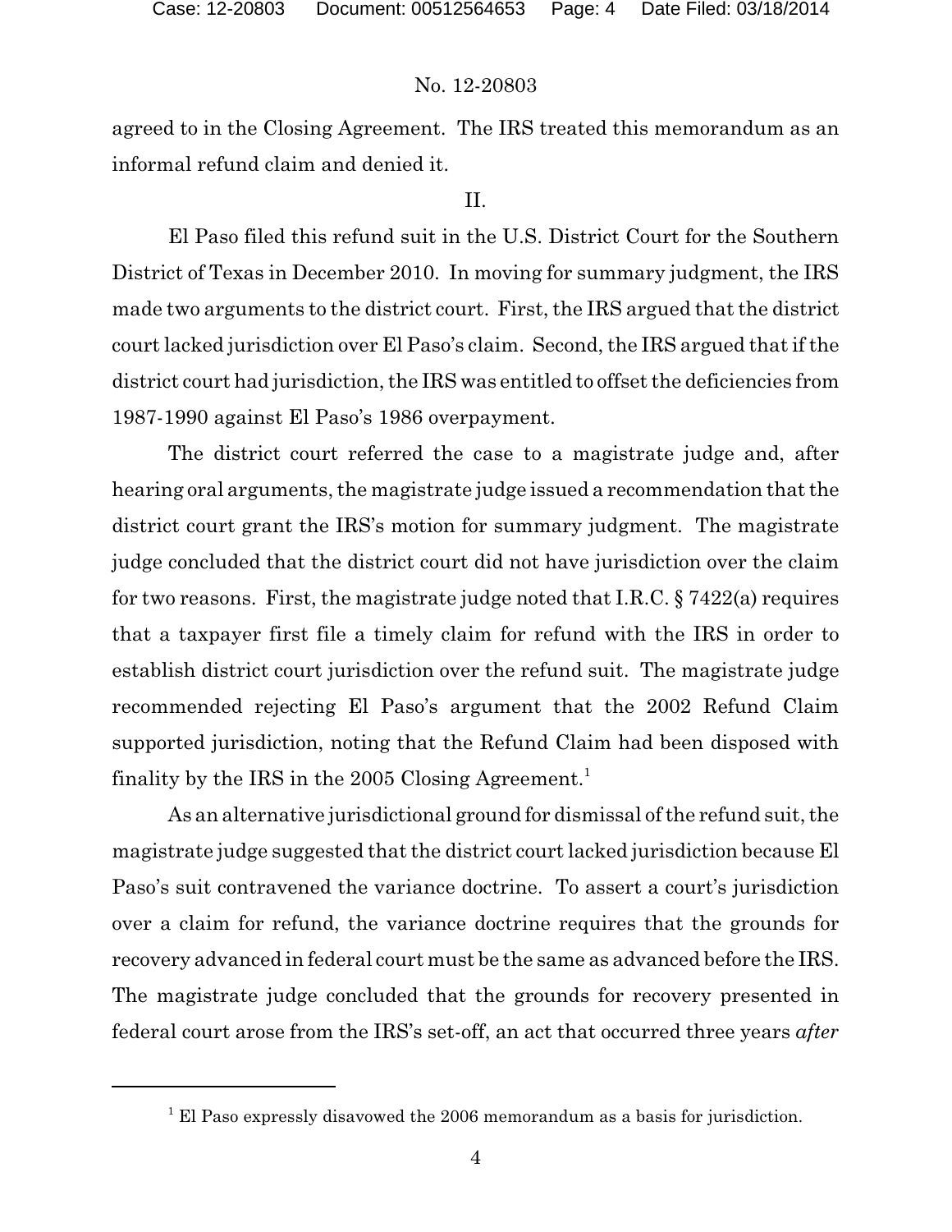agreed to in the Closing Agreement. The IRS treated this memorandum as an informal refund claim and denied it.

## II.

El Paso filed this refund suit in the U.S. District Court for the Southern District of Texas in December 2010. In moving for summary judgment, the IRS made two arguments to the district court. First, the IRS argued that the district court lacked jurisdiction over El Paso's claim. Second, the IRS argued that if the district court had jurisdiction, the IRS was entitled to offset the deficiencies from 1987-1990 against El Paso's 1986 overpayment.

The district court referred the case to a magistrate judge and, after hearing oral arguments, the magistrate judge issued a recommendation that the district court grant the IRS's motion for summary judgment. The magistrate judge concluded that the district court did not have jurisdiction over the claim for two reasons. First, the magistrate judge noted that I.R.C. § 7422(a) requires that a taxpayer first file a timely claim for refund with the IRS in order to establish district court jurisdiction over the refund suit. The magistrate judge recommended rejecting El Paso's argument that the 2002 Refund Claim supported jurisdiction, noting that the Refund Claim had been disposed with finality by the IRS in the 2005 Closing Agreement.[1]

As an alternative jurisdictional ground for dismissal of the refund suit, the magistrate judge suggested that the district court lacked jurisdiction because El Paso's suit contravened the variance doctrine. To assert a court's jurisdiction over a claim for refund, the variance doctrine requires that the grounds for recovery advanced in federal court must be the same as advanced before the IRS. The magistrate judge concluded that the grounds for recovery presented in federal court arose from the IRS's set-off, an act that occurred three years *after*

---

[1] El Paso expressly disavowed the 2006 memorandum as a basis for jurisdiction.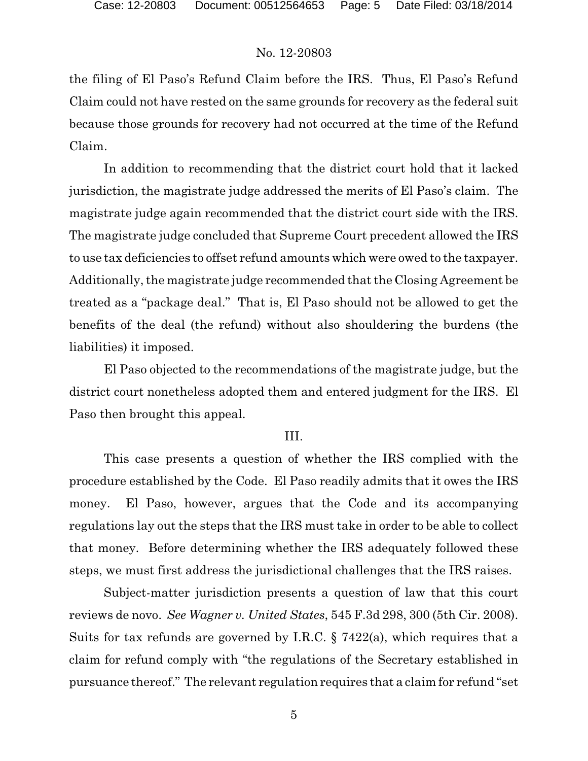the filing of El Paso's Refund Claim before the IRS. Thus, El Paso's Refund Claim could not have rested on the same grounds for recovery as the federal suit because those grounds for recovery had not occurred at the time of the Refund Claim.

In addition to recommending that the district court hold that it lacked jurisdiction, the magistrate judge addressed the merits of El Paso's claim. The magistrate judge again recommended that the district court side with the IRS. The magistrate judge concluded that Supreme Court precedent allowed the IRS to use tax deficiencies to offset refund amounts which were owed to the taxpayer. Additionally, the magistrate judge recommended that the Closing Agreement be treated as a "package deal." That is, El Paso should not be allowed to get the benefits of the deal (the refund) without also shouldering the burdens (the liabilities) it imposed.

El Paso objected to the recommendations of the magistrate judge, but the district court nonetheless adopted them and entered judgment for the IRS. El Paso then brought this appeal.

## III.

This case presents a question of whether the IRS complied with the procedure established by the Code. El Paso readily admits that it owes the IRS money. El Paso, however, argues that the Code and its accompanying regulations lay out the steps that the IRS must take in order to be able to collect that money. Before determining whether the IRS adequately followed these steps, we must first address the jurisdictional challenges that the IRS raises.

Subject-matter jurisdiction presents a question of law that this court reviews de novo. *See Wagner v. United States*, 545 F.3d 298, 300 (5th Cir. 2008). Suits for tax refunds are governed by I.R.C. § 7422(a), which requires that a claim for refund comply with "the regulations of the Secretary established in pursuance thereof." The relevant regulation requires that a claim for refund "set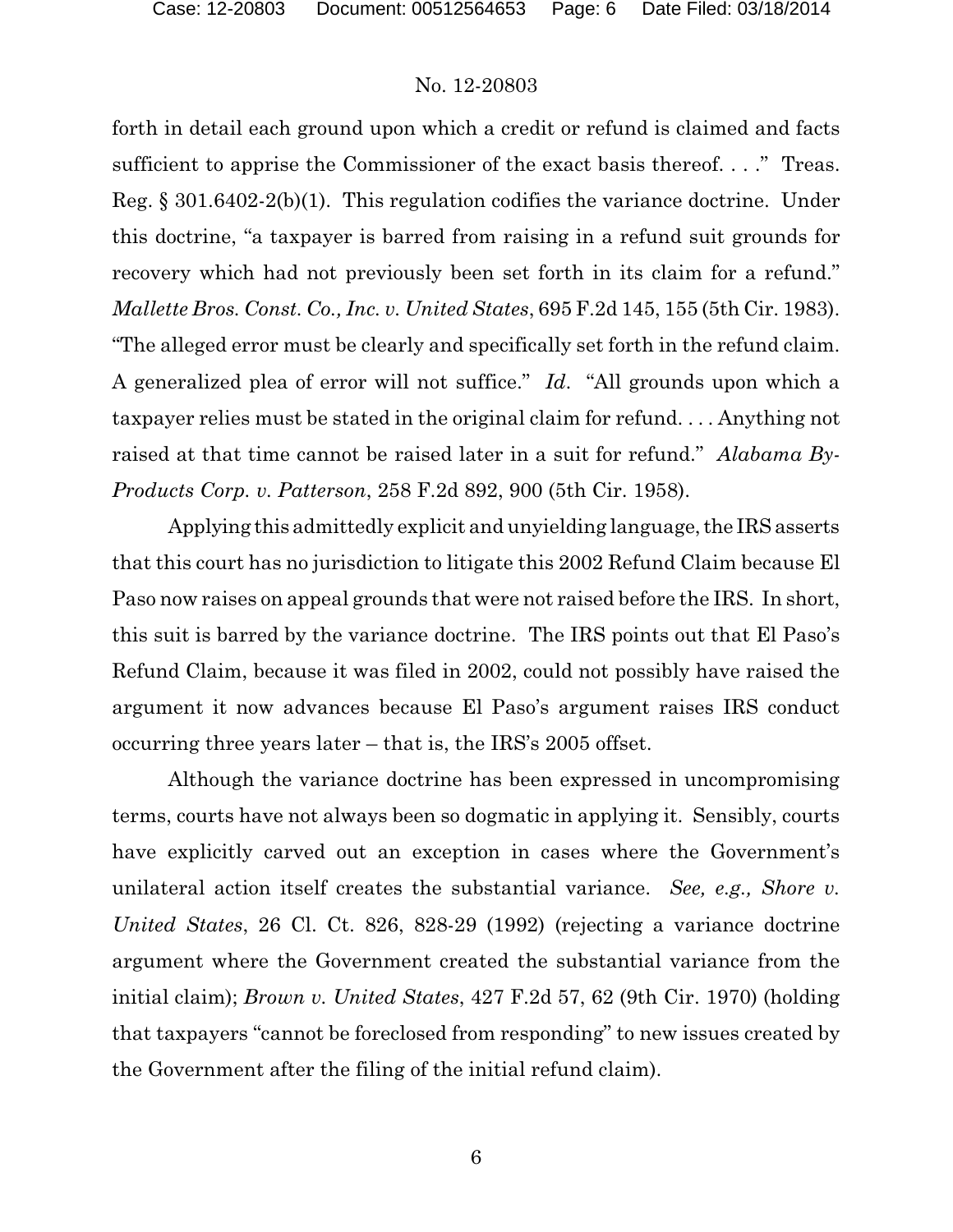forth in detail each ground upon which a credit or refund is claimed and facts sufficient to apprise the Commissioner of the exact basis thereof. . . ." Treas. Reg. § 301.6402-2(b)(1). This regulation codifies the variance doctrine. Under this doctrine, "a taxpayer is barred from raising in a refund suit grounds for recovery which had not previously been set forth in its claim for a refund." *Mallette Bros. Const. Co., Inc. v. United States*, 695 F.2d 145, 155 (5th Cir. 1983). "The alleged error must be clearly and specifically set forth in the refund claim. A generalized plea of error will not suffice." *Id*. "All grounds upon which a taxpayer relies must be stated in the original claim for refund. . . . Anything not raised at that time cannot be raised later in a suit for refund." *Alabama By-Products Corp. v. Patterson*, 258 F.2d 892, 900 (5th Cir. 1958).

Applying this admittedly explicit and unyielding language, the IRS asserts that this court has no jurisdiction to litigate this 2002 Refund Claim because El Paso now raises on appeal grounds that were not raised before the IRS. In short, this suit is barred by the variance doctrine. The IRS points out that El Paso's Refund Claim, because it was filed in 2002, could not possibly have raised the argument it now advances because El Paso's argument raises IRS conduct occurring three years later – that is, the IRS's 2005 offset.

Although the variance doctrine has been expressed in uncompromising terms, courts have not always been so dogmatic in applying it. Sensibly, courts have explicitly carved out an exception in cases where the Government's unilateral action itself creates the substantial variance. *See, e.g., Shore v. United States*, 26 Cl. Ct. 826, 828-29 (1992) (rejecting a variance doctrine argument where the Government created the substantial variance from the initial claim); *Brown v. United States*, 427 F.2d 57, 62 (9th Cir. 1970) (holding that taxpayers "cannot be foreclosed from responding" to new issues created by the Government after the filing of the initial refund claim).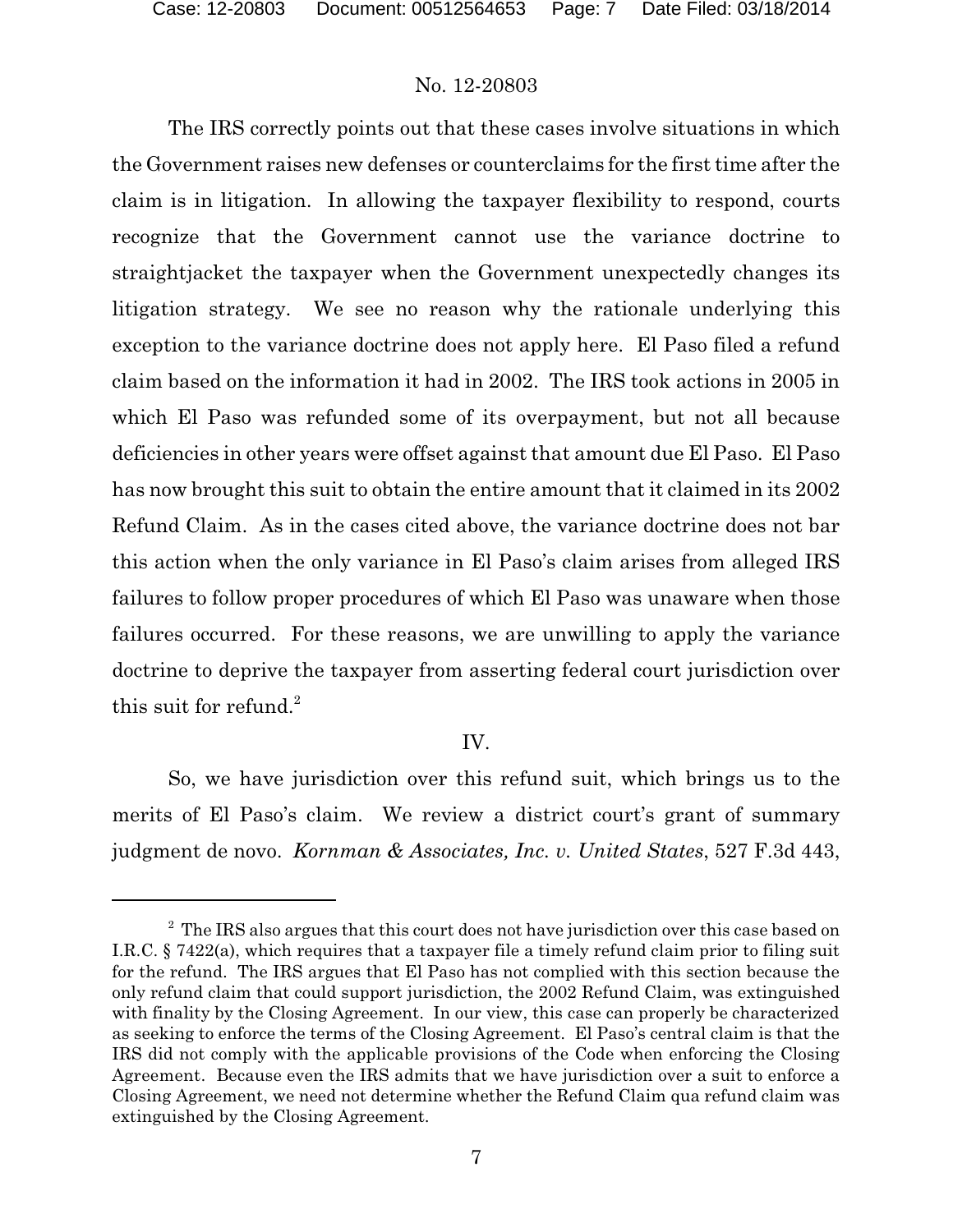The IRS correctly points out that these cases involve situations in which the Government raises new defenses or counterclaims for the first time after the claim is in litigation. In allowing the taxpayer flexibility to respond, courts recognize that the Government cannot use the variance doctrine to straightjacket the taxpayer when the Government unexpectedly changes its litigation strategy. We see no reason why the rationale underlying this exception to the variance doctrine does not apply here. El Paso filed a refund claim based on the information it had in 2002. The IRS took actions in 2005 in which El Paso was refunded some of its overpayment, but not all because deficiencies in other years were offset against that amount due El Paso. El Paso has now brought this suit to obtain the entire amount that it claimed in its 2002 Refund Claim. As in the cases cited above, the variance doctrine does not bar this action when the only variance in El Paso's claim arises from alleged IRS failures to follow proper procedures of which El Paso was unaware when those failures occurred. For these reasons, we are unwilling to apply the variance doctrine to deprive the taxpayer from asserting federal court jurisdiction over this suit for refund.[2]

## IV.

So, we have jurisdiction over this refund suit, which brings us to the merits of El Paso's claim. We review a district court's grant of summary judgment de novo. *Kornman & Associates, Inc. v. United States*, 527 F.3d 443,

---

[2] The IRS also argues that this court does not have jurisdiction over this case based on I.R.C. § 7422(a), which requires that a taxpayer file a timely refund claim prior to filing suit for the refund. The IRS argues that El Paso has not complied with this section because the only refund claim that could support jurisdiction, the 2002 Refund Claim, was extinguished with finality by the Closing Agreement. In our view, this case can properly be characterized as seeking to enforce the terms of the Closing Agreement. El Paso's central claim is that the IRS did not comply with the applicable provisions of the Code when enforcing the Closing Agreement. Because even the IRS admits that we have jurisdiction over a suit to enforce a Closing Agreement, we need not determine whether the Refund Claim qua refund claim was extinguished by the Closing Agreement.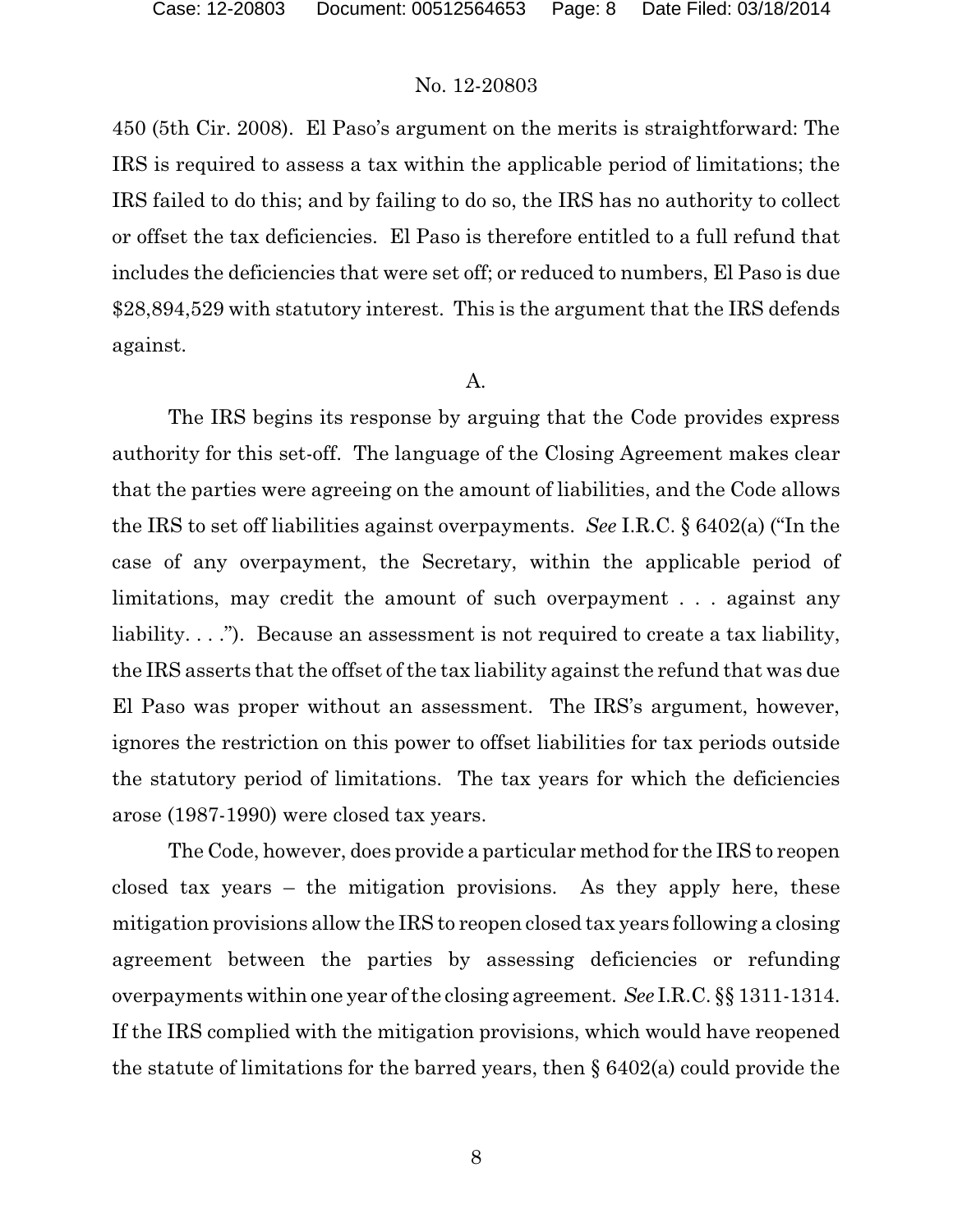450 (5th Cir. 2008). El Paso's argument on the merits is straightforward: The IRS is required to assess a tax within the applicable period of limitations; the IRS failed to do this; and by failing to do so, the IRS has no authority to collect or offset the tax deficiencies. El Paso is therefore entitled to a full refund that includes the deficiencies that were set off; or reduced to numbers, El Paso is due $28,894,529 with statutory interest. This is the argument that the IRS defends against.

A.

The IRS begins its response by arguing that the Code provides express authority for this set-off. The language of the Closing Agreement makes clear that the parties were agreeing on the amount of liabilities, and the Code allows the IRS to set off liabilities against overpayments. *See* I.R.C. § 6402(a) ("In the case of any overpayment, the Secretary, within the applicable period of limitations, may credit the amount of such overpayment . . . against any liability. . . ."). Because an assessment is not required to create a tax liability, the IRS asserts that the offset of the tax liability against the refund that was due El Paso was proper without an assessment. The IRS's argument, however, ignores the restriction on this power to offset liabilities for tax periods outside the statutory period of limitations. The tax years for which the deficiencies arose (1987-1990) were closed tax years.

The Code, however, does provide a particular method for the IRS to reopen closed tax years – the mitigation provisions. As they apply here, these mitigation provisions allow the IRS to reopen closed tax years following a closing agreement between the parties by assessing deficiencies or refunding overpayments within one year of the closing agreement. *See* I.R.C. §§ 1311-1314. If the IRS complied with the mitigation provisions, which would have reopened the statute of limitations for the barred years, then § 6402(a) could provide the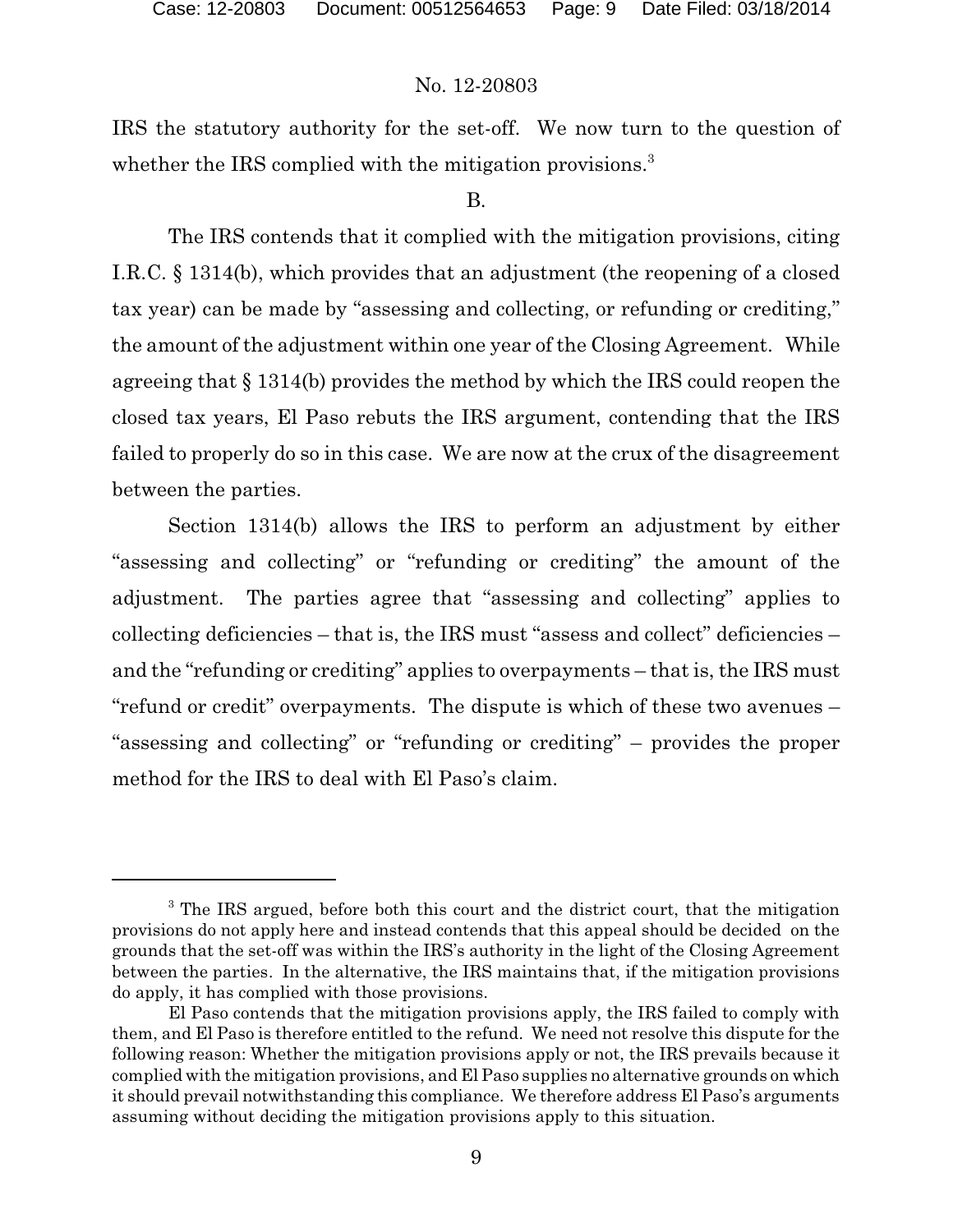IRS the statutory authority for the set-off. We now turn to the question of whether the IRS complied with the mitigation provisions.[3]

B.

The IRS contends that it complied with the mitigation provisions, citing I.R.C. § 1314(b), which provides that an adjustment (the reopening of a closed tax year) can be made by "assessing and collecting, or refunding or crediting," the amount of the adjustment within one year of the Closing Agreement. While agreeing that § 1314(b) provides the method by which the IRS could reopen the closed tax years, El Paso rebuts the IRS argument, contending that the IRS failed to properly do so in this case. We are now at the crux of the disagreement between the parties.

Section 1314(b) allows the IRS to perform an adjustment by either "assessing and collecting" or "refunding or crediting" the amount of the adjustment. The parties agree that "assessing and collecting" applies to collecting deficiencies – that is, the IRS must "assess and collect" deficiencies – and the "refunding or crediting" applies to overpayments – that is, the IRS must "refund or credit" overpayments. The dispute is which of these two avenues – "assessing and collecting" or "refunding or crediting" – provides the proper method for the IRS to deal with El Paso's claim.

---

[3] The IRS argued, before both this court and the district court, that the mitigation provisions do not apply here and instead contends that this appeal should be decided on the grounds that the set-off was within the IRS's authority in the light of the Closing Agreement between the parties. In the alternative, the IRS maintains that, if the mitigation provisions do apply, it has complied with those provisions.

El Paso contends that the mitigation provisions apply, the IRS failed to comply with them, and El Paso is therefore entitled to the refund. We need not resolve this dispute for the following reason: Whether the mitigation provisions apply or not, the IRS prevails because it complied with the mitigation provisions, and El Paso supplies no alternative grounds on which it should prevail notwithstanding this compliance. We therefore address El Paso's arguments assuming without deciding the mitigation provisions apply to this situation.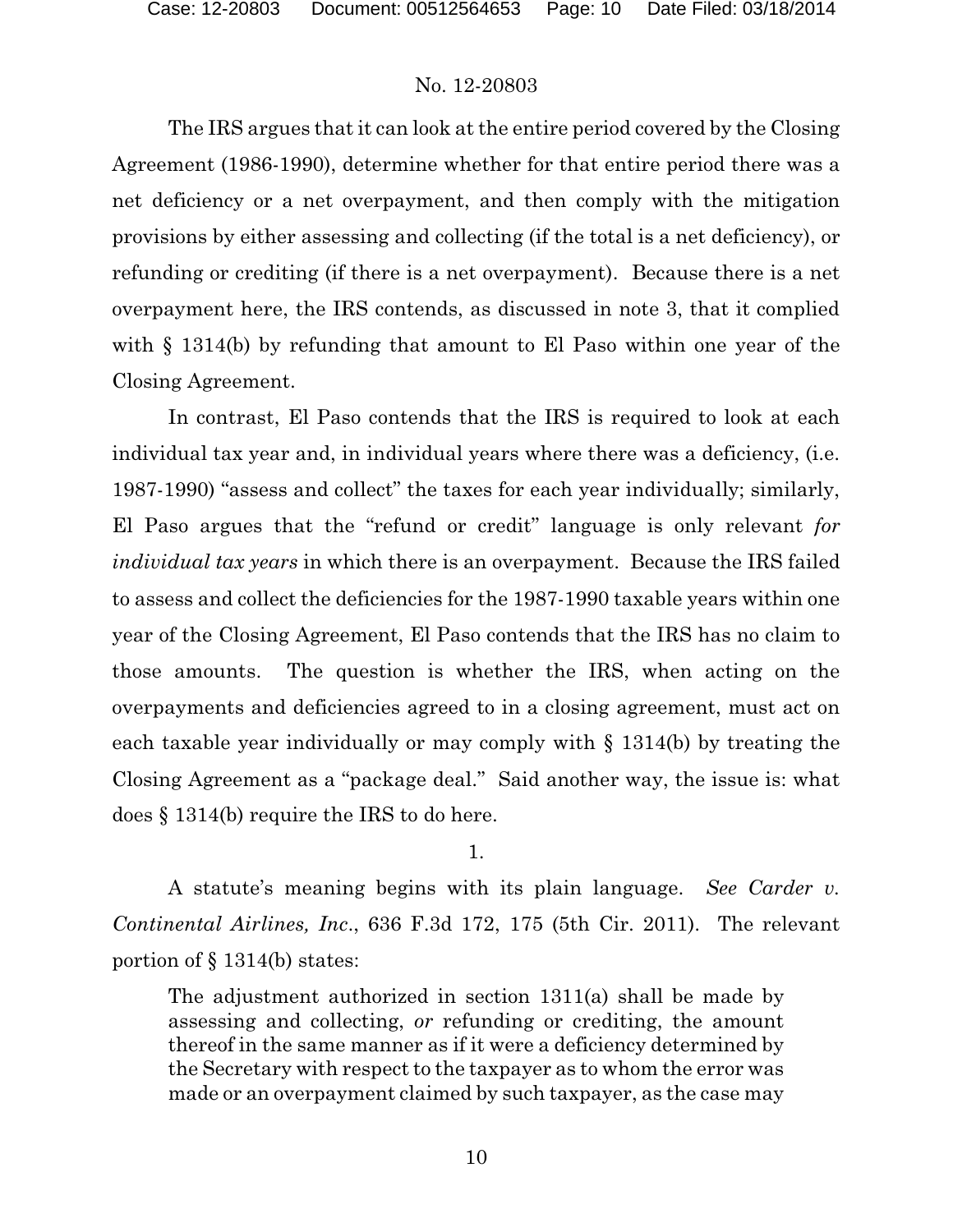The IRS argues that it can look at the entire period covered by the Closing Agreement (1986-1990), determine whether for that entire period there was a net deficiency or a net overpayment, and then comply with the mitigation provisions by either assessing and collecting (if the total is a net deficiency), or refunding or crediting (if there is a net overpayment). Because there is a net overpayment here, the IRS contends, as discussed in note 3, that it complied with § 1314(b) by refunding that amount to El Paso within one year of the Closing Agreement.

In contrast, El Paso contends that the IRS is required to look at each individual tax year and, in individual years where there was a deficiency, (i.e. 1987-1990) "assess and collect" the taxes for each year individually; similarly, El Paso argues that the "refund or credit" language is only relevant *for individual tax years* in which there is an overpayment. Because the IRS failed to assess and collect the deficiencies for the 1987-1990 taxable years within one year of the Closing Agreement, El Paso contends that the IRS has no claim to those amounts. The question is whether the IRS, when acting on the overpayments and deficiencies agreed to in a closing agreement, must act on each taxable year individually or may comply with § 1314(b) by treating the Closing Agreement as a "package deal." Said another way, the issue is: what does § 1314(b) require the IRS to do here.

1.

A statute's meaning begins with its plain language. *See Carder v. Continental Airlines, Inc*., 636 F.3d 172, 175 (5th Cir. 2011). The relevant portion of § 1314(b) states:

> The adjustment authorized in section 1311(a) shall be made by assessing and collecting, *or* refunding or crediting, the amount thereof in the same manner as if it were a deficiency determined by the Secretary with respect to the taxpayer as to whom the error was made or an overpayment claimed by such taxpayer, as the case may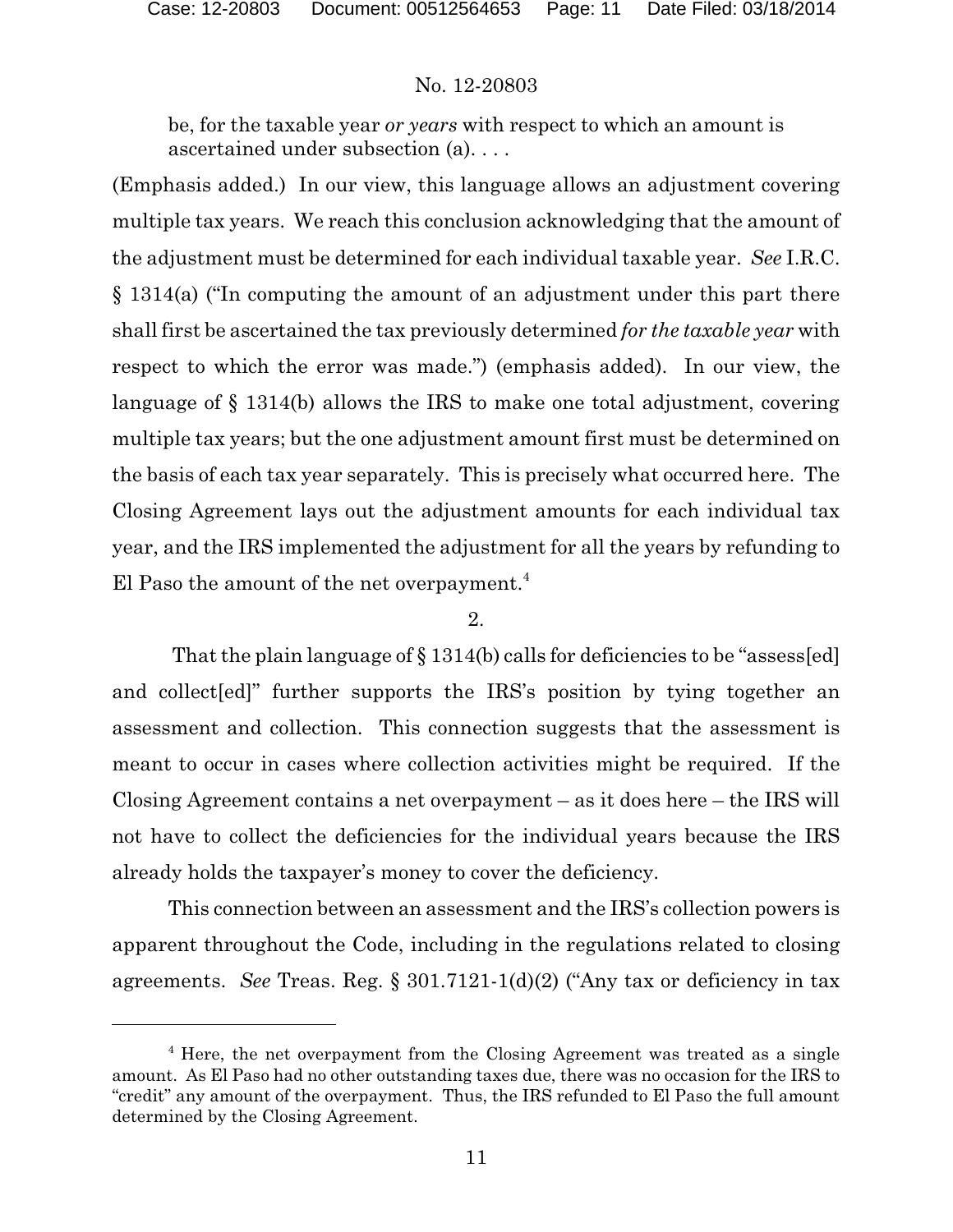be, for the taxable year *or years* with respect to which an amount is ascertained under subsection (a). . . .

(Emphasis added.) In our view, this language allows an adjustment covering multiple tax years. We reach this conclusion acknowledging that the amount of the adjustment must be determined for each individual taxable year. *See* I.R.C. § 1314(a) ("In computing the amount of an adjustment under this part there shall first be ascertained the tax previously determined *for the taxable year* with respect to which the error was made.") (emphasis added). In our view, the language of § 1314(b) allows the IRS to make one total adjustment, covering multiple tax years; but the one adjustment amount first must be determined on the basis of each tax year separately. This is precisely what occurred here. The Closing Agreement lays out the adjustment amounts for each individual tax year, and the IRS implemented the adjustment for all the years by refunding to El Paso the amount of the net overpayment.[4]

2.

That the plain language of § 1314(b) calls for deficiencies to be "assess[ed] and collect[ed]" further supports the IRS's position by tying together an assessment and collection. This connection suggests that the assessment is meant to occur in cases where collection activities might be required. If the Closing Agreement contains a net overpayment – as it does here – the IRS will not have to collect the deficiencies for the individual years because the IRS already holds the taxpayer's money to cover the deficiency.

This connection between an assessment and the IRS's collection powers is apparent throughout the Code, including in the regulations related to closing agreements. *See* Treas. Reg. § 301.7121-1(d)(2) ("Any tax or deficiency in tax

[4] Here, the net overpayment from the Closing Agreement was treated as a single amount. As El Paso had no other outstanding taxes due, there was no occasion for the IRS to "credit" any amount of the overpayment. Thus, the IRS refunded to El Paso the full amount determined by the Closing Agreement.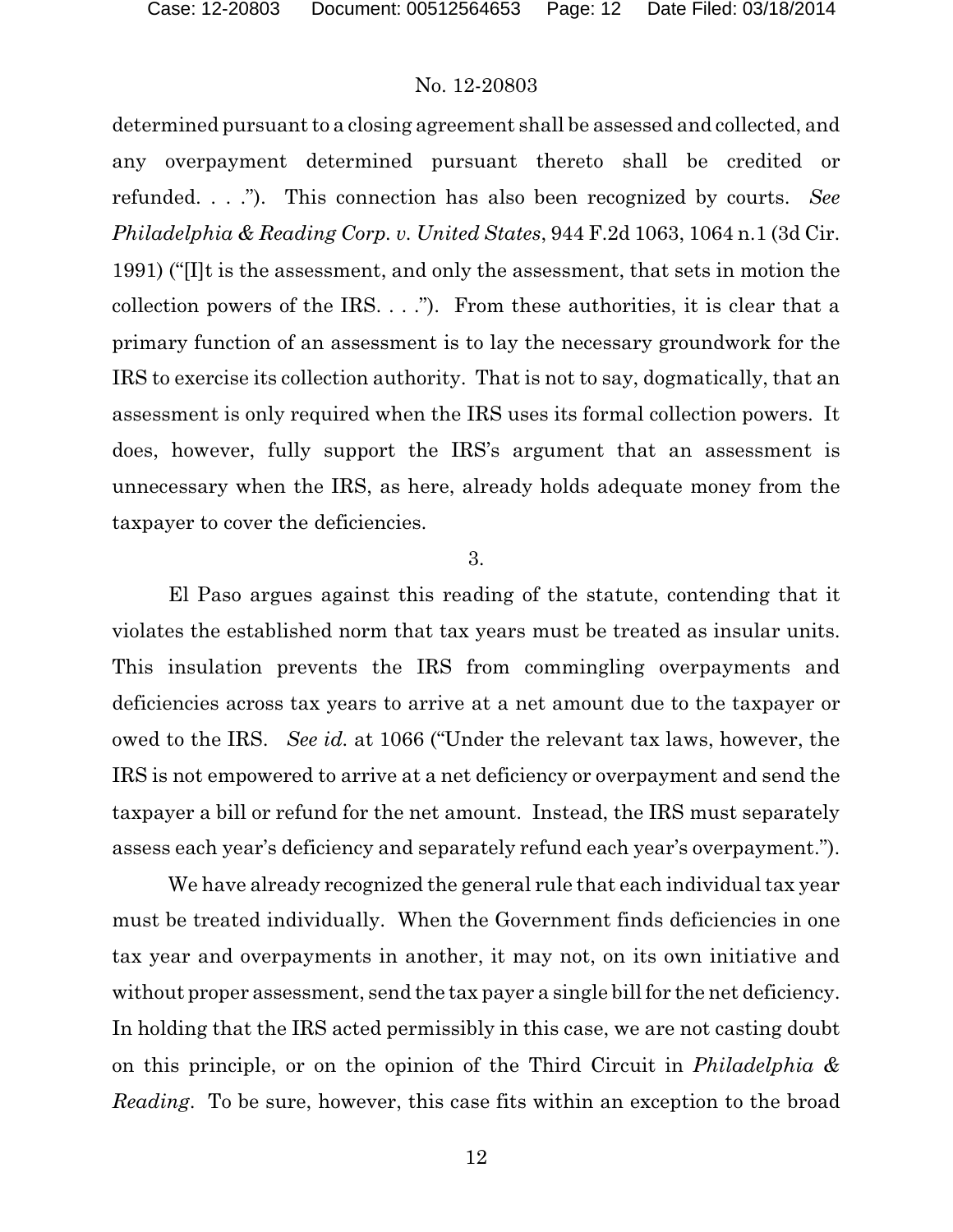determined pursuant to a closing agreement shall be assessed and collected, and any overpayment determined pursuant thereto shall be credited or refunded. . . ."). This connection has also been recognized by courts. *See Philadelphia & Reading Corp. v. United States*, 944 F.2d 1063, 1064 n.1 (3d Cir. 1991) ("[I]t is the assessment, and only the assessment, that sets in motion the collection powers of the IRS. . . ."). From these authorities, it is clear that a primary function of an assessment is to lay the necessary groundwork for the IRS to exercise its collection authority. That is not to say, dogmatically, that an assessment is only required when the IRS uses its formal collection powers. It does, however, fully support the IRS's argument that an assessment is unnecessary when the IRS, as here, already holds adequate money from the taxpayer to cover the deficiencies.

3.

El Paso argues against this reading of the statute, contending that it violates the established norm that tax years must be treated as insular units. This insulation prevents the IRS from commingling overpayments and deficiencies across tax years to arrive at a net amount due to the taxpayer or owed to the IRS. *See id.* at 1066 ("Under the relevant tax laws, however, the IRS is not empowered to arrive at a net deficiency or overpayment and send the taxpayer a bill or refund for the net amount. Instead, the IRS must separately assess each year's deficiency and separately refund each year's overpayment.").

We have already recognized the general rule that each individual tax year must be treated individually. When the Government finds deficiencies in one tax year and overpayments in another, it may not, on its own initiative and without proper assessment, send the tax payer a single bill for the net deficiency. In holding that the IRS acted permissibly in this case, we are not casting doubt on this principle, or on the opinion of the Third Circuit in *Philadelphia & Reading*. To be sure, however, this case fits within an exception to the broad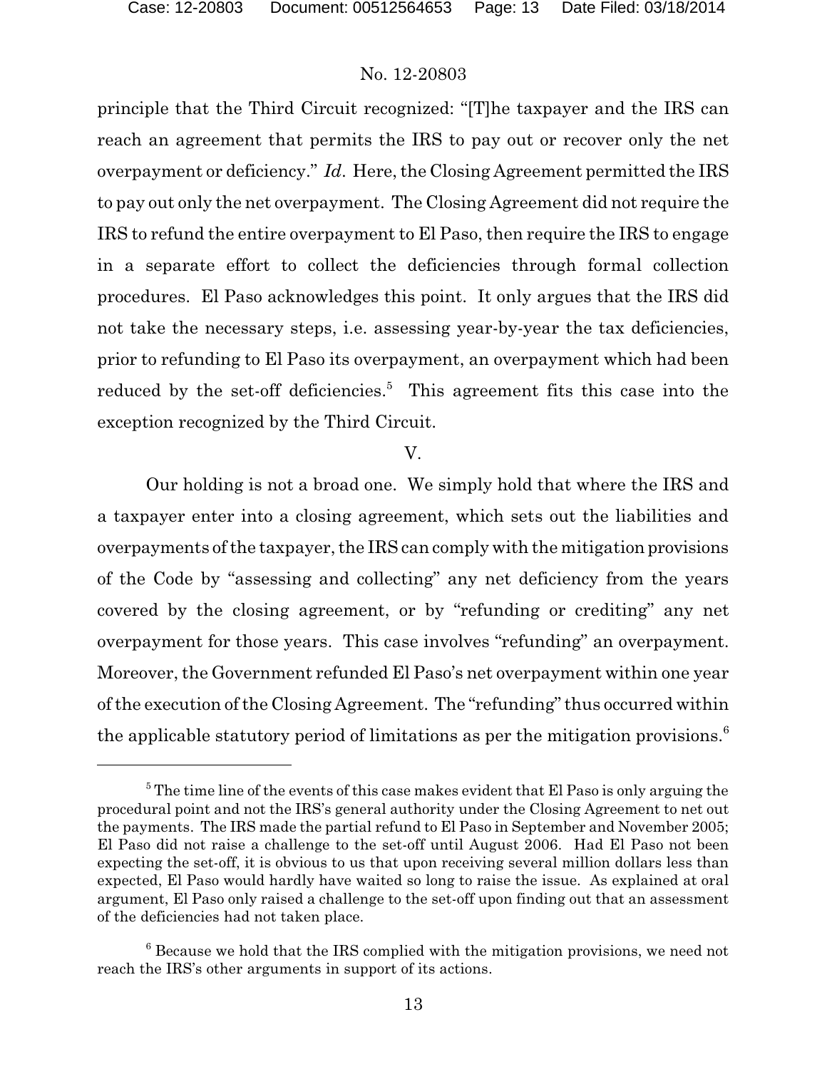principle that the Third Circuit recognized: "[T]he taxpayer and the IRS can reach an agreement that permits the IRS to pay out or recover only the net overpayment or deficiency." *Id*. Here, the Closing Agreement permitted the IRS to pay out only the net overpayment. The Closing Agreement did not require the IRS to refund the entire overpayment to El Paso, then require the IRS to engage in a separate effort to collect the deficiencies through formal collection procedures. El Paso acknowledges this point. It only argues that the IRS did not take the necessary steps, i.e. assessing year-by-year the tax deficiencies, prior to refunding to El Paso its overpayment, an overpayment which had been reduced by the set-off deficiencies.[5] This agreement fits this case into the exception recognized by the Third Circuit.

## V.

Our holding is not a broad one. We simply hold that where the IRS and a taxpayer enter into a closing agreement, which sets out the liabilities and overpayments of the taxpayer, the IRS can comply with the mitigation provisions of the Code by "assessing and collecting" any net deficiency from the years covered by the closing agreement, or by "refunding or crediting" any net overpayment for those years. This case involves "refunding" an overpayment. Moreover, the Government refunded El Paso's net overpayment within one year of the execution of the Closing Agreement. The "refunding" thus occurred within the applicable statutory period of limitations as per the mitigation provisions.[6]

---

[5] The time line of the events of this case makes evident that El Paso is only arguing the procedural point and not the IRS's general authority under the Closing Agreement to net out the payments. The IRS made the partial refund to El Paso in September and November 2005; El Paso did not raise a challenge to the set-off until August 2006. Had El Paso not been expecting the set-off, it is obvious to us that upon receiving several million dollars less than expected, El Paso would hardly have waited so long to raise the issue. As explained at oral argument, El Paso only raised a challenge to the set-off upon finding out that an assessment of the deficiencies had not taken place.

[6] Because we hold that the IRS complied with the mitigation provisions, we need not reach the IRS's other arguments in support of its actions.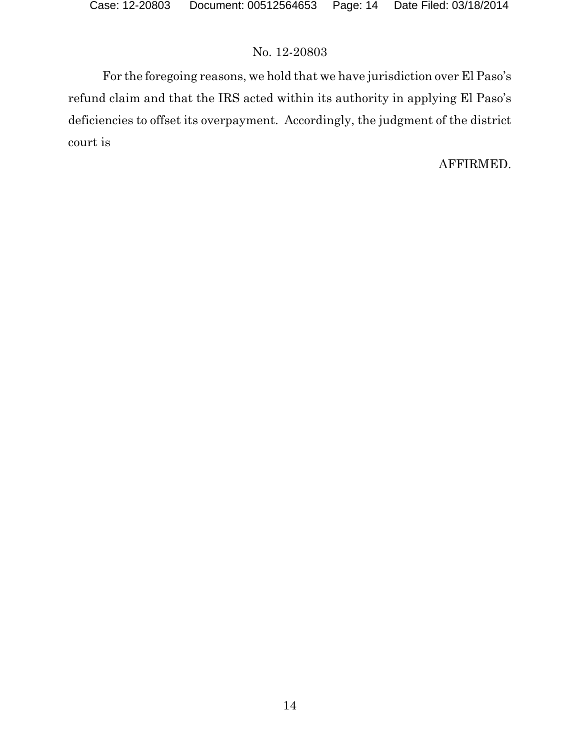For the foregoing reasons, we hold that we have jurisdiction over El Paso's refund claim and that the IRS acted within its authority in applying El Paso's deficiencies to offset its overpayment. Accordingly, the judgment of the district court is

AFFIRMED.